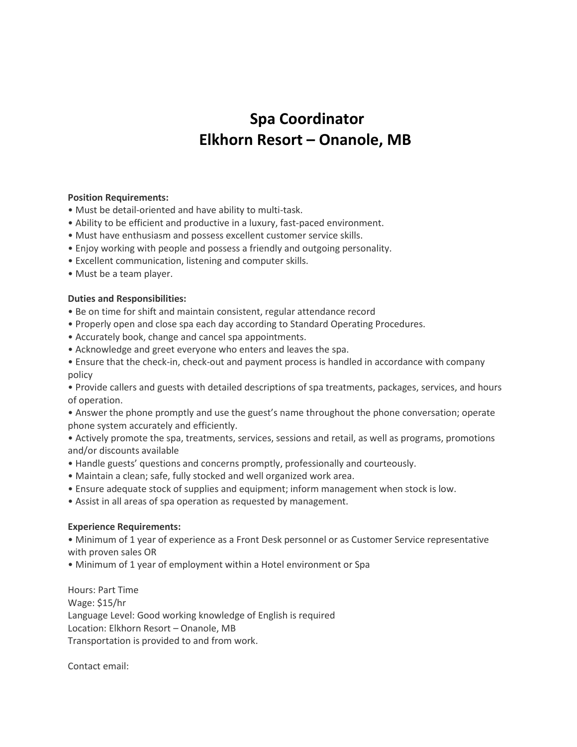# Spa Coordinator
# Elkhorn Resort – Onanole, MB

**Position Requirements:**

- Must be detail-oriented and have ability to multi-task.
- Ability to be efficient and productive in a luxury, fast-paced environment.
- Must have enthusiasm and possess excellent customer service skills.
- Enjoy working with people and possess a friendly and outgoing personality.
- Excellent communication, listening and computer skills.
- Must be a team player.

**Duties and Responsibilities:**

- Be on time for shift and maintain consistent, regular attendance record
- Properly open and close spa each day according to Standard Operating Procedures.
- Accurately book, change and cancel spa appointments.
- Acknowledge and greet everyone who enters and leaves the spa.
- Ensure that the check-in, check-out and payment process is handled in accordance with company policy
- Provide callers and guests with detailed descriptions of spa treatments, packages, services, and hours of operation.
- Answer the phone promptly and use the guest's name throughout the phone conversation; operate phone system accurately and efficiently.
- Actively promote the spa, treatments, services, sessions and retail, as well as programs, promotions and/or discounts available
- Handle guests' questions and concerns promptly, professionally and courteously.
- Maintain a clean; safe, fully stocked and well organized work area.
- Ensure adequate stock of supplies and equipment; inform management when stock is low.
- Assist in all areas of spa operation as requested by management.

**Experience Requirements:**

- Minimum of 1 year of experience as a Front Desk personnel or as Customer Service representative with proven sales OR
- Minimum of 1 year of employment within a Hotel environment or Spa

Hours: Part Time
Wage: $15/hr
Language Level: Good working knowledge of English is required
Location: Elkhorn Resort – Onanole, MB
Transportation is provided to and from work.

Contact email: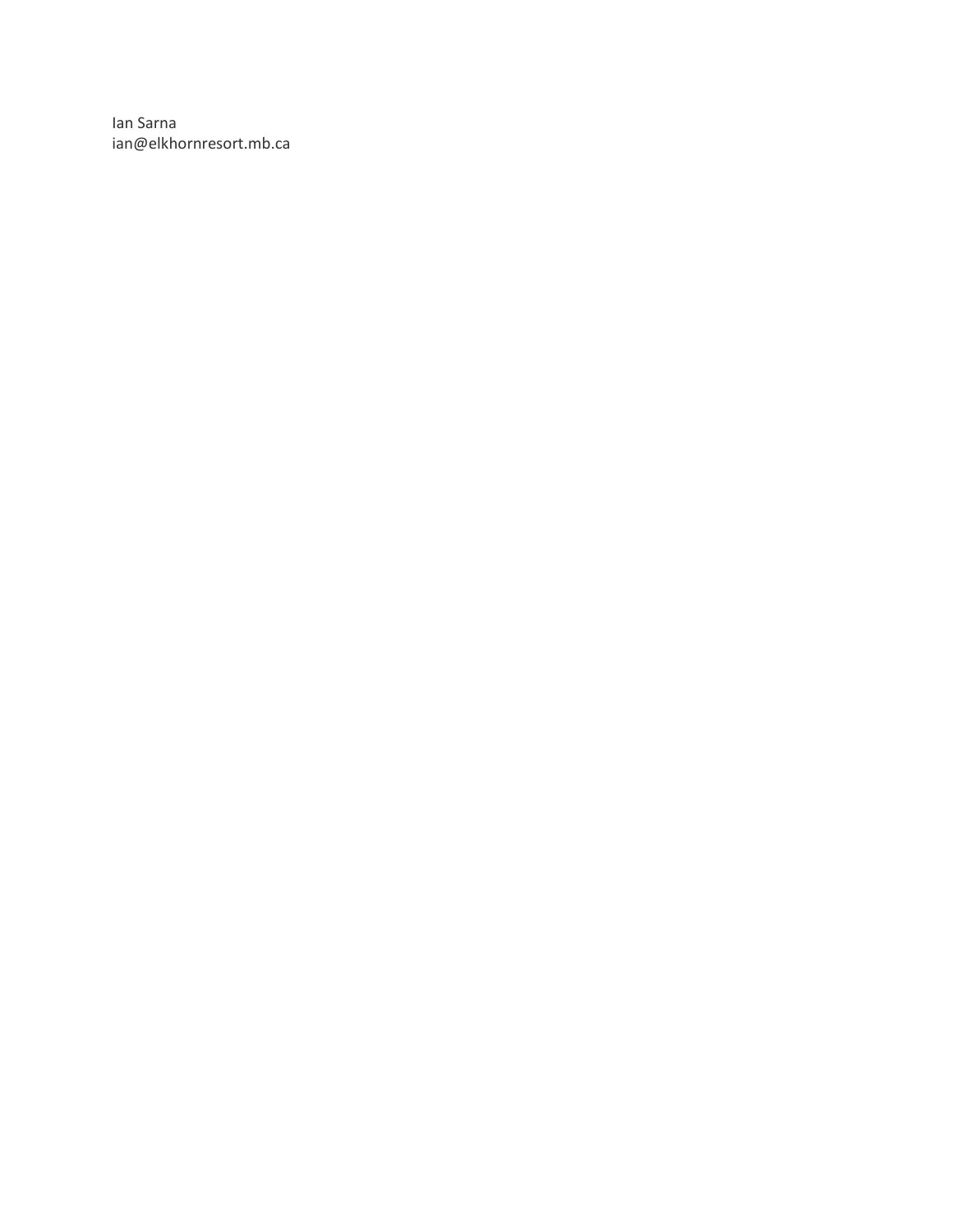Ian Sarna
ian@elkhornresort.mb.ca